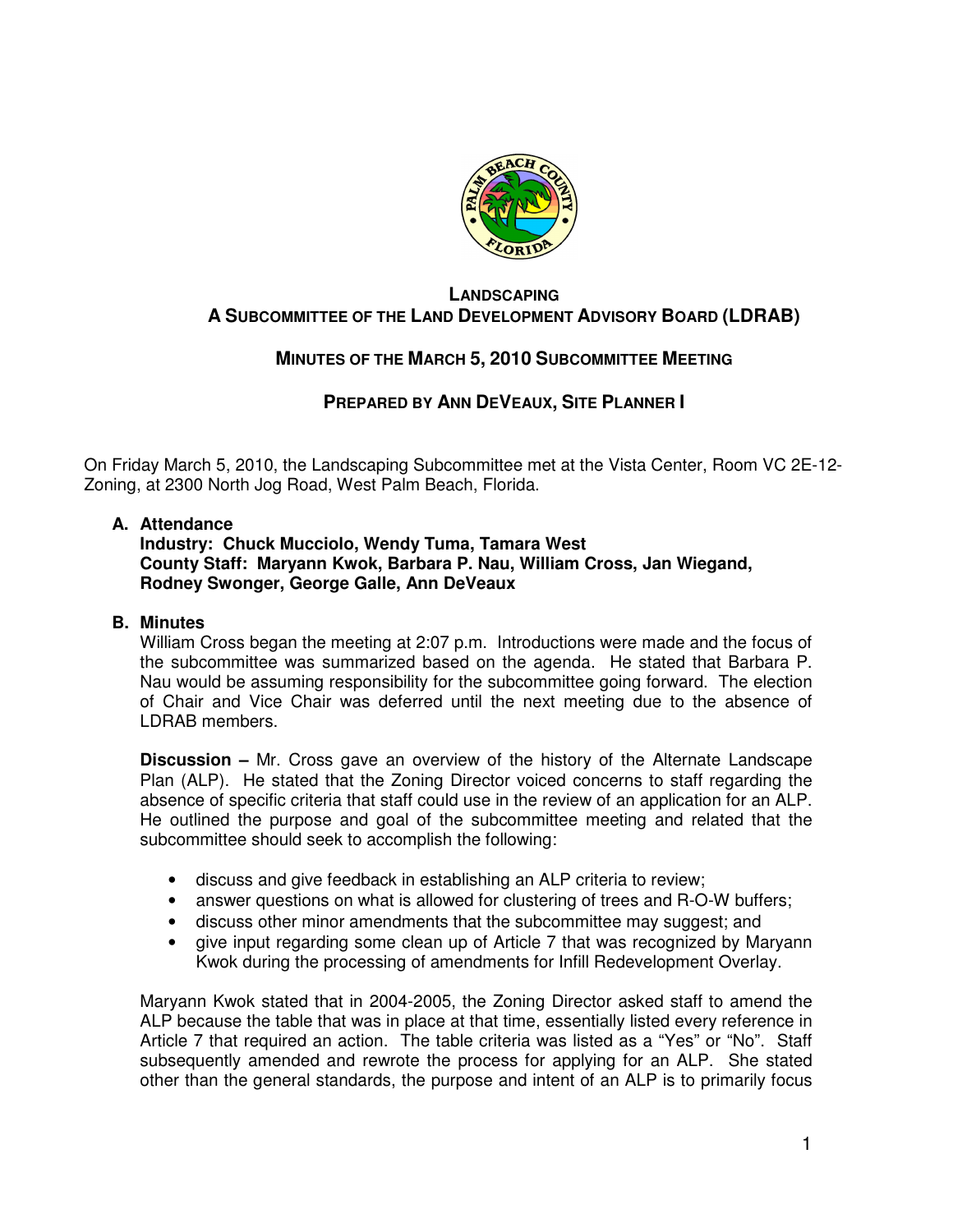# LANDSCAPING
## A SUBCOMMITTEE OF THE LAND DEVELOPMENT ADVISORY BOARD (LDRAB)

### MINUTES OF THE MARCH 5, 2010 SUBCOMMITTEE MEETING

### PREPARED BY ANN DEVEAUX, SITE PLANNER I

On Friday March 5, 2010, the Landscaping Subcommittee met at the Vista Center, Room VC 2E-12-Zoning, at 2300 North Jog Road, West Palm Beach, Florida.

**A. Attendance**

**Industry: Chuck Mucciolo, Wendy Tuma, Tamara West**
**County Staff: Maryann Kwok, Barbara P. Nau, William Cross, Jan Wiegand, Rodney Swonger, George Galle, Ann DeVeaux**

**B. Minutes**

William Cross began the meeting at 2:07 p.m. Introductions were made and the focus of the subcommittee was summarized based on the agenda. He stated that Barbara P. Nau would be assuming responsibility for the subcommittee going forward. The election of Chair and Vice Chair was deferred until the next meeting due to the absence of LDRAB members.

**Discussion –** Mr. Cross gave an overview of the history of the Alternate Landscape Plan (ALP). He stated that the Zoning Director voiced concerns to staff regarding the absence of specific criteria that staff could use in the review of an application for an ALP. He outlined the purpose and goal of the subcommittee meeting and related that the subcommittee should seek to accomplish the following:

- discuss and give feedback in establishing an ALP criteria to review;
- answer questions on what is allowed for clustering of trees and R-O-W buffers;
- discuss other minor amendments that the subcommittee may suggest; and
- give input regarding some clean up of Article 7 that was recognized by Maryann Kwok during the processing of amendments for Infill Redevelopment Overlay.

Maryann Kwok stated that in 2004-2005, the Zoning Director asked staff to amend the ALP because the table that was in place at that time, essentially listed every reference in Article 7 that required an action. The table criteria was listed as a "Yes" or "No". Staff subsequently amended and rewrote the process for applying for an ALP. She stated other than the general standards, the purpose and intent of an ALP is to primarily focus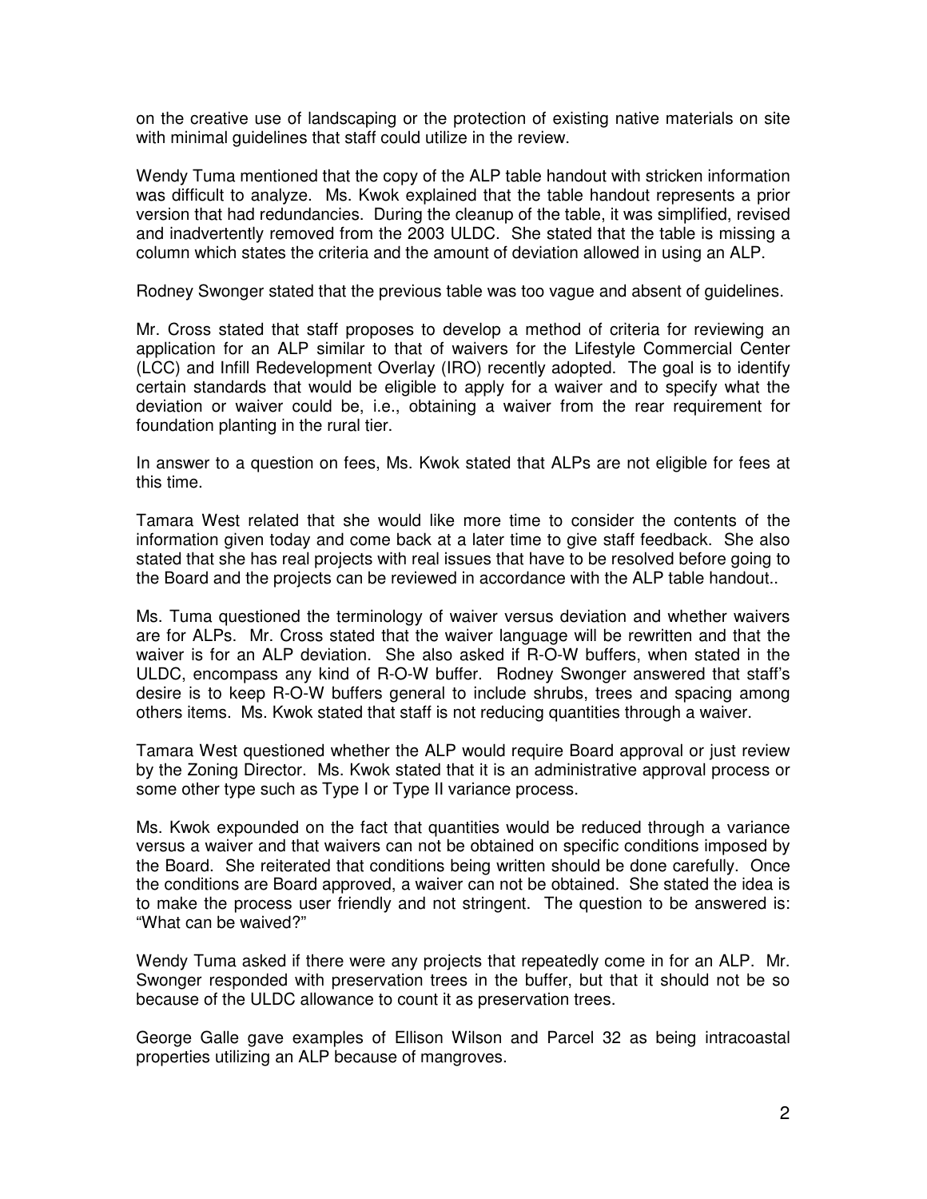on the creative use of landscaping or the protection of existing native materials on site with minimal guidelines that staff could utilize in the review.

Wendy Tuma mentioned that the copy of the ALP table handout with stricken information was difficult to analyze. Ms. Kwok explained that the table handout represents a prior version that had redundancies. During the cleanup of the table, it was simplified, revised and inadvertently removed from the 2003 ULDC. She stated that the table is missing a column which states the criteria and the amount of deviation allowed in using an ALP.

Rodney Swonger stated that the previous table was too vague and absent of guidelines.

Mr. Cross stated that staff proposes to develop a method of criteria for reviewing an application for an ALP similar to that of waivers for the Lifestyle Commercial Center (LCC) and Infill Redevelopment Overlay (IRO) recently adopted. The goal is to identify certain standards that would be eligible to apply for a waiver and to specify what the deviation or waiver could be, i.e., obtaining a waiver from the rear requirement for foundation planting in the rural tier.

In answer to a question on fees, Ms. Kwok stated that ALPs are not eligible for fees at this time.

Tamara West related that she would like more time to consider the contents of the information given today and come back at a later time to give staff feedback. She also stated that she has real projects with real issues that have to be resolved before going to the Board and the projects can be reviewed in accordance with the ALP table handout..

Ms. Tuma questioned the terminology of waiver versus deviation and whether waivers are for ALPs. Mr. Cross stated that the waiver language will be rewritten and that the waiver is for an ALP deviation. She also asked if R-O-W buffers, when stated in the ULDC, encompass any kind of R-O-W buffer. Rodney Swonger answered that staff's desire is to keep R-O-W buffers general to include shrubs, trees and spacing among others items. Ms. Kwok stated that staff is not reducing quantities through a waiver.

Tamara West questioned whether the ALP would require Board approval or just review by the Zoning Director. Ms. Kwok stated that it is an administrative approval process or some other type such as Type I or Type II variance process.

Ms. Kwok expounded on the fact that quantities would be reduced through a variance versus a waiver and that waivers can not be obtained on specific conditions imposed by the Board. She reiterated that conditions being written should be done carefully. Once the conditions are Board approved, a waiver can not be obtained. She stated the idea is to make the process user friendly and not stringent. The question to be answered is: "What can be waived?"

Wendy Tuma asked if there were any projects that repeatedly come in for an ALP. Mr. Swonger responded with preservation trees in the buffer, but that it should not be so because of the ULDC allowance to count it as preservation trees.

George Galle gave examples of Ellison Wilson and Parcel 32 as being intracoastal properties utilizing an ALP because of mangroves.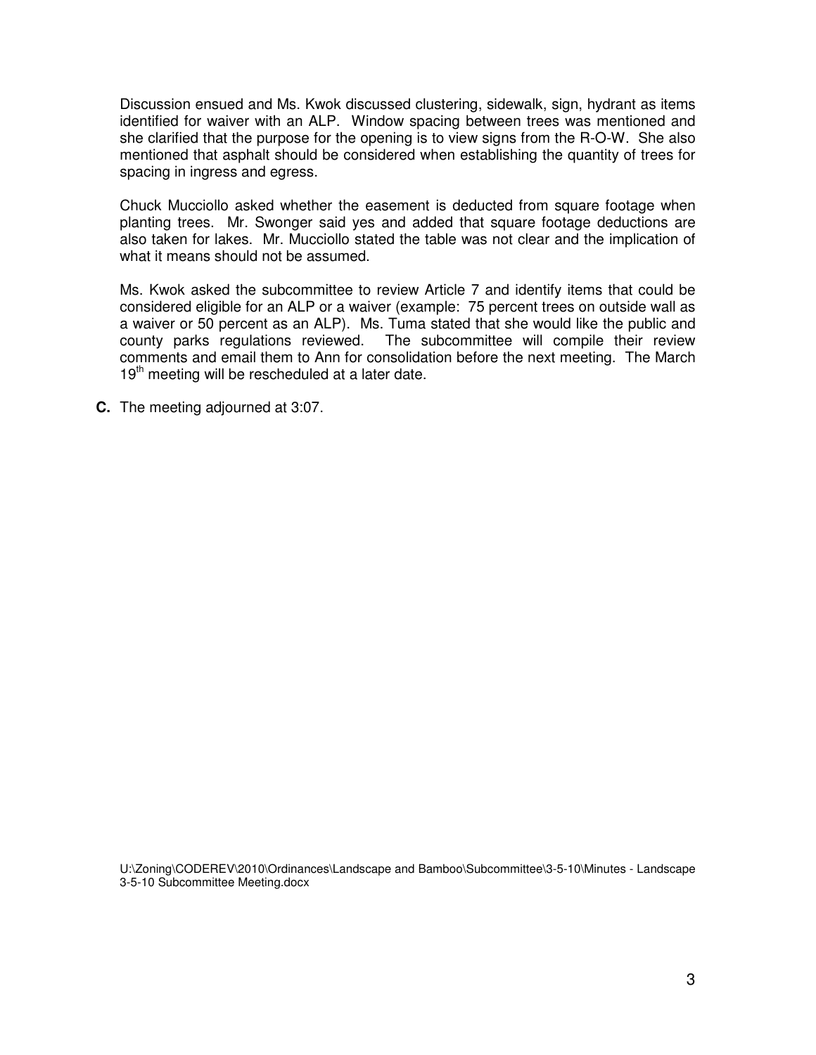Discussion ensued and Ms. Kwok discussed clustering, sidewalk, sign, hydrant as items identified for waiver with an ALP. Window spacing between trees was mentioned and she clarified that the purpose for the opening is to view signs from the R-O-W. She also mentioned that asphalt should be considered when establishing the quantity of trees for spacing in ingress and egress.

Chuck Mucciollo asked whether the easement is deducted from square footage when planting trees. Mr. Swonger said yes and added that square footage deductions are also taken for lakes. Mr. Mucciollo stated the table was not clear and the implication of what it means should not be assumed.

Ms. Kwok asked the subcommittee to review Article 7 and identify items that could be considered eligible for an ALP or a waiver (example: 75 percent trees on outside wall as a waiver or 50 percent as an ALP). Ms. Tuma stated that she would like the public and county parks regulations reviewed. The subcommittee will compile their review comments and email them to Ann for consolidation before the next meeting. The March 19th meeting will be rescheduled at a later date.

**C.** The meeting adjourned at 3:07.

U:\Zoning\CODEREV\2010\Ordinances\Landscape and Bamboo\Subcommittee\3-5-10\Minutes - Landscape 3-5-10 Subcommittee Meeting.docx